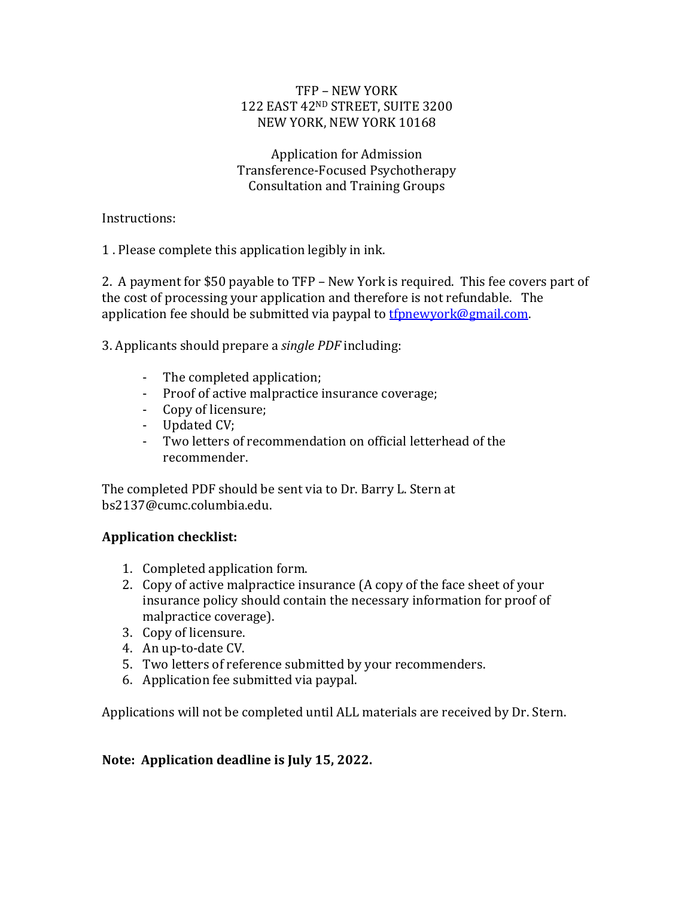TFP – NEW YORK
122 EAST 42ND STREET, SUITE 3200
NEW YORK, NEW YORK 10168

Application for Admission
Transference-Focused Psychotherapy
Consultation and Training Groups

Instructions:

1 . Please complete this application legibly in ink.

2. A payment for $50 payable to TFP – New York is required. This fee covers part of the cost of processing your application and therefore is not refundable. The application fee should be submitted via paypal to tfpnewyork@gmail.com.

3. Applicants should prepare a *single PDF* including:

- The completed application;
- Proof of active malpractice insurance coverage;
- Copy of licensure;
- Updated CV;
- Two letters of recommendation on official letterhead of the recommender.

The completed PDF should be sent via to Dr. Barry L. Stern at bs2137@cumc.columbia.edu.

**Application checklist:**

1. Completed application form.
2. Copy of active malpractice insurance (A copy of the face sheet of your insurance policy should contain the necessary information for proof of malpractice coverage).
3. Copy of licensure.
4. An up-to-date CV.
5. Two letters of reference submitted by your recommenders.
6. Application fee submitted via paypal.

Applications will not be completed until ALL materials are received by Dr. Stern.

**Note: Application deadline is July 15, 2022.**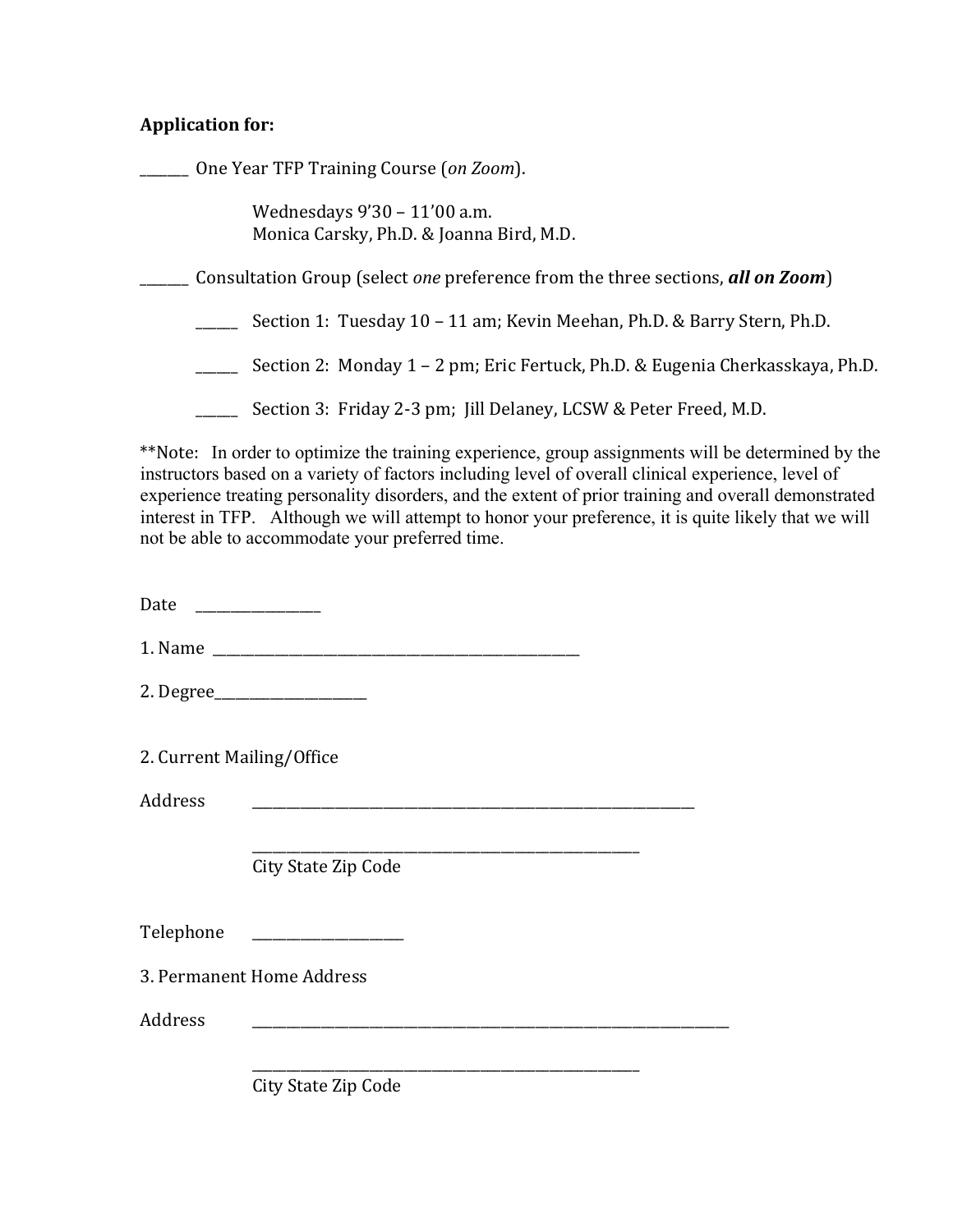**Application for:**

_______ One Year TFP Training Course (*on Zoom*).

Wednesdays 9'30 – 11'00 a.m.
Monica Carsky, Ph.D. & Joanna Bird, M.D.

_______ Consultation Group (select *one* preference from the three sections, ***all on Zoom***)

______ Section 1: Tuesday 10 – 11 am; Kevin Meehan, Ph.D. & Barry Stern, Ph.D.

______ Section 2: Monday 1 – 2 pm; Eric Fertuck, Ph.D. & Eugenia Cherkasskaya, Ph.D.

______ Section 3: Friday 2-3 pm; Jill Delaney, LCSW & Peter Freed, M.D.

**Note: In order to optimize the training experience, group assignments will be determined by the instructors based on a variety of factors including level of overall clinical experience, level of experience treating personality disorders, and the extent of prior training and overall demonstrated interest in TFP. Although we will attempt to honor your preference, it is quite likely that we will not be able to accommodate your preferred time.

Date ________________

1. Name __________________________________________________

2. Degree____________________

2. Current Mailing/Office

Address ______________________________________________________________

_______________________________________________________
City State Zip Code

Telephone ____________________

3. Permanent Home Address

Address __________________________________________________________________

_______________________________________________________
City State Zip Code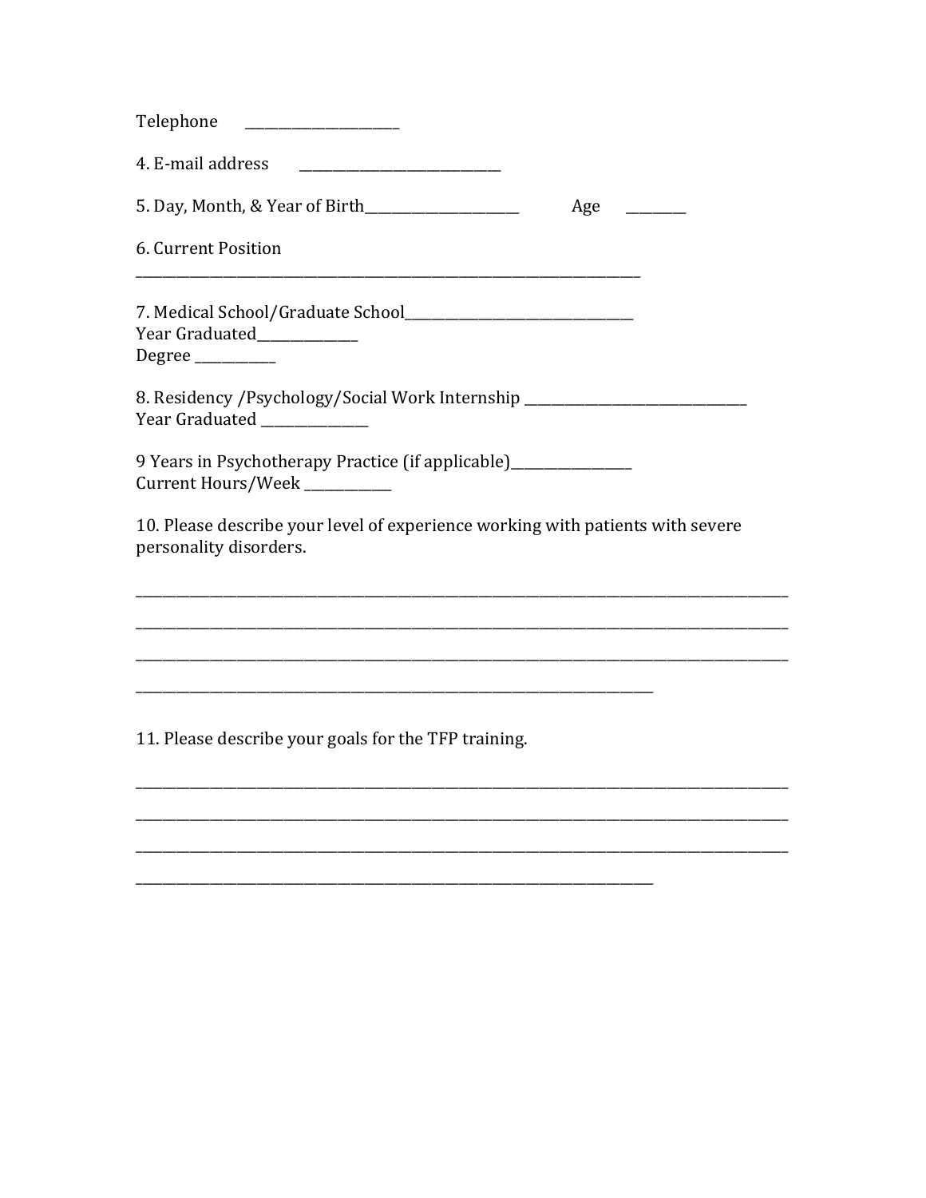Telephone ______________________

4. E-mail address ____________________________

5. Day, Month, & Year of Birth______________________ Age ________

6. Current Position
________________________________________________________________________

7. Medical School/Graduate School________________________________
Year Graduated______________
Degree ___________

8. Residency /Psychology/Social Work Internship ________________________________
Year Graduated _______________

9 Years in Psychotherapy Practice (if applicable)_________________
Current Hours/Week ____________

10. Please describe your level of experience working with patients with severe personality disorders.

____________________________________________________________________________________________

____________________________________________________________________________________________

____________________________________________________________________________________________

__________________________________________________________________________

11. Please describe your goals for the TFP training.

____________________________________________________________________________________________

____________________________________________________________________________________________

____________________________________________________________________________________________

__________________________________________________________________________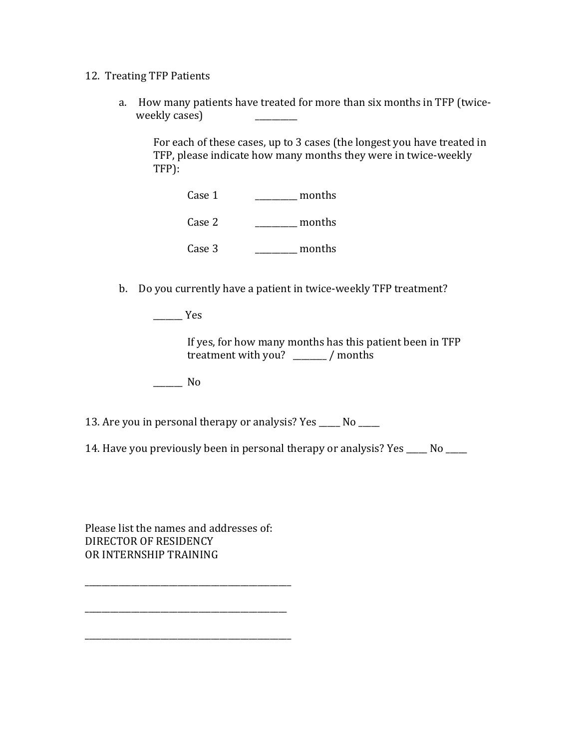12. Treating TFP Patients

   a. How many patients have treated for more than six months in TFP (twice-weekly cases) __________

      For each of these cases, up to 3 cases (the longest you have treated in TFP, please indicate how many months they were in twice-weekly TFP):

      Case 1 __________ months

      Case 2 __________ months

      Case 3 __________ months

   b. Do you currently have a patient in twice-weekly TFP treatment?

      _______ Yes

         If yes, for how many months has this patient been in TFP treatment with you? ________ / months

      _______ No

13. Are you in personal therapy or analysis? Yes _____ No _____

14. Have you previously been in personal therapy or analysis? Yes _____ No _____

Please list the names and addresses of:
DIRECTOR OF RESIDENCY
OR INTERNSHIP TRAINING

_______________________________________________

_______________________________________________

_______________________________________________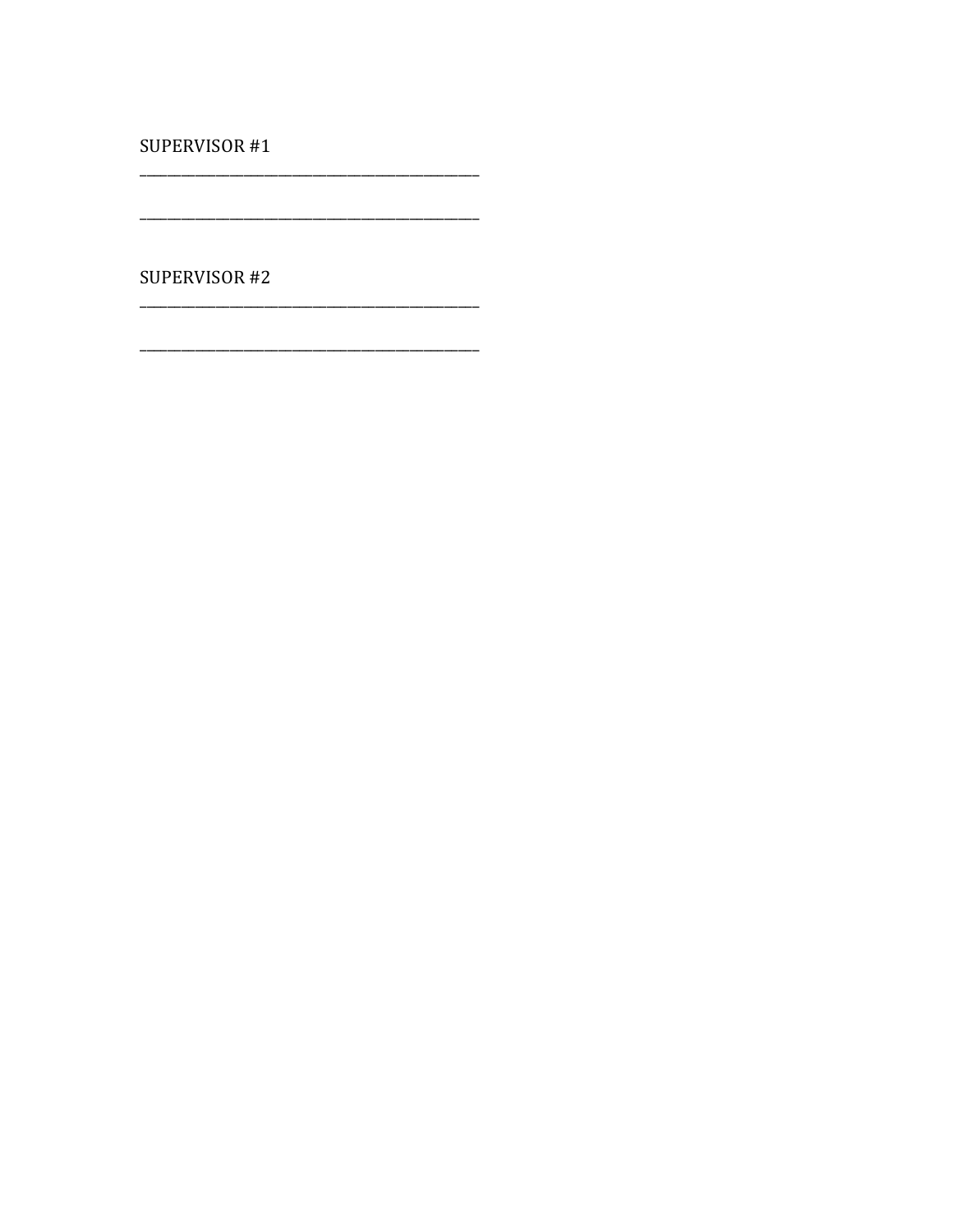SUPERVISOR #1

_______________________________________________

_______________________________________________

SUPERVISOR #2

_______________________________________________

_______________________________________________